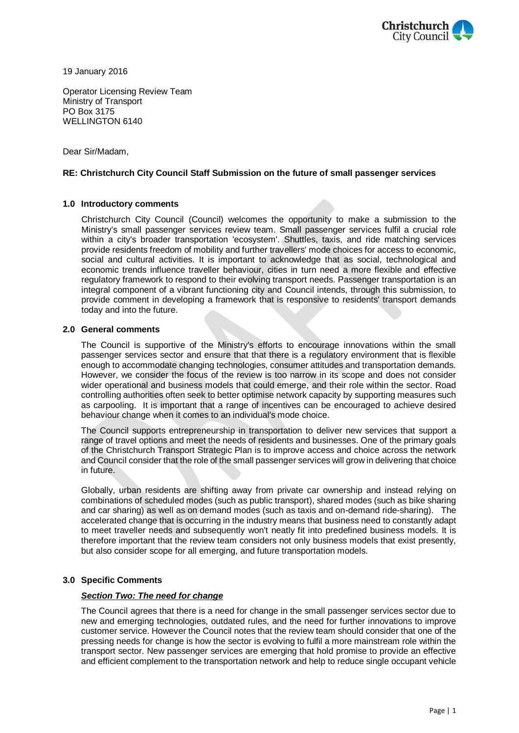19 January 2016

Operator Licensing Review Team
Ministry of Transport
PO Box 3175
WELLINGTON 6140

Dear Sir/Madam,

**RE: Christchurch City Council Staff Submission on the future of small passenger services**

## 1.0 Introductory comments

Christchurch City Council (Council) welcomes the opportunity to make a submission to the Ministry's small passenger services review team. Small passenger services fulfil a crucial role within a city's broader transportation 'ecosystem'. Shuttles, taxis, and ride matching services provide residents freedom of mobility and further travellers' mode choices for access to economic, social and cultural activities. It is important to acknowledge that as social, technological and economic trends influence traveller behaviour, cities in turn need a more flexible and effective regulatory framework to respond to their evolving transport needs. Passenger transportation is an integral component of a vibrant functioning city and Council intends, through this submission, to provide comment in developing a framework that is responsive to residents' transport demands today and into the future.

## 2.0 General comments

The Council is supportive of the Ministry's efforts to encourage innovations within the small passenger services sector and ensure that that there is a regulatory environment that is flexible enough to accommodate changing technologies, consumer attitudes and transportation demands. However, we consider the focus of the review is too narrow in its scope and does not consider wider operational and business models that could emerge, and their role within the sector. Road controlling authorities often seek to better optimise network capacity by supporting measures such as carpooling. It is important that a range of incentives can be encouraged to achieve desired behaviour change when it comes to an individual's mode choice.

The Council supports entrepreneurship in transportation to deliver new services that support a range of travel options and meet the needs of residents and businesses. One of the primary goals of the Christchurch Transport Strategic Plan is to improve access and choice across the network and Council consider that the role of the small passenger services will grow in delivering that choice in future.

Globally, urban residents are shifting away from private car ownership and instead relying on combinations of scheduled modes (such as public transport), shared modes (such as bike sharing and car sharing) as well as on demand modes (such as taxis and on-demand ride-sharing). The accelerated change that is occurring in the industry means that business need to constantly adapt to meet traveller needs and subsequently won't neatly fit into predefined business models. It is therefore important that the review team considers not only business models that exist presently, but also consider scope for all emerging, and future transportation models.

## 3.0 Specific Comments

***Section Two: The need for change***

The Council agrees that there is a need for change in the small passenger services sector due to new and emerging technologies, outdated rules, and the need for further innovations to improve customer service. However the Council notes that the review team should consider that one of the pressing needs for change is how the sector is evolving to fulfil a more mainstream role within the transport sector. New passenger services are emerging that hold promise to provide an effective and efficient complement to the transportation network and help to reduce single occupant vehicle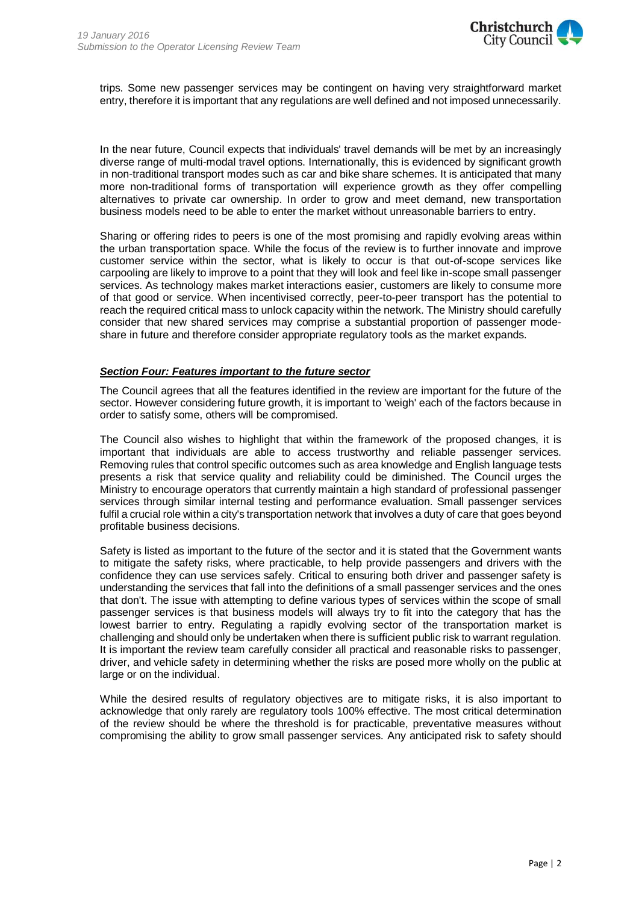trips. Some new passenger services may be contingent on having very straightforward market entry, therefore it is important that any regulations are well defined and not imposed unnecessarily.

In the near future, Council expects that individuals' travel demands will be met by an increasingly diverse range of multi-modal travel options. Internationally, this is evidenced by significant growth in non-traditional transport modes such as car and bike share schemes. It is anticipated that many more non-traditional forms of transportation will experience growth as they offer compelling alternatives to private car ownership. In order to grow and meet demand, new transportation business models need to be able to enter the market without unreasonable barriers to entry.

Sharing or offering rides to peers is one of the most promising and rapidly evolving areas within the urban transportation space. While the focus of the review is to further innovate and improve customer service within the sector, what is likely to occur is that out-of-scope services like carpooling are likely to improve to a point that they will look and feel like in-scope small passenger services. As technology makes market interactions easier, customers are likely to consume more of that good or service. When incentivised correctly, peer-to-peer transport has the potential to reach the required critical mass to unlock capacity within the network. The Ministry should carefully consider that new shared services may comprise a substantial proportion of passenger mode-share in future and therefore consider appropriate regulatory tools as the market expands.

***Section Four: Features important to the future sector***

The Council agrees that all the features identified in the review are important for the future of the sector. However considering future growth, it is important to 'weigh' each of the factors because in order to satisfy some, others will be compromised.

The Council also wishes to highlight that within the framework of the proposed changes, it is important that individuals are able to access trustworthy and reliable passenger services. Removing rules that control specific outcomes such as area knowledge and English language tests presents a risk that service quality and reliability could be diminished. The Council urges the Ministry to encourage operators that currently maintain a high standard of professional passenger services through similar internal testing and performance evaluation. Small passenger services fulfil a crucial role within a city's transportation network that involves a duty of care that goes beyond profitable business decisions.

Safety is listed as important to the future of the sector and it is stated that the Government wants to mitigate the safety risks, where practicable, to help provide passengers and drivers with the confidence they can use services safely. Critical to ensuring both driver and passenger safety is understanding the services that fall into the definitions of a small passenger services and the ones that don't. The issue with attempting to define various types of services within the scope of small passenger services is that business models will always try to fit into the category that has the lowest barrier to entry. Regulating a rapidly evolving sector of the transportation market is challenging and should only be undertaken when there is sufficient public risk to warrant regulation. It is important the review team carefully consider all practical and reasonable risks to passenger, driver, and vehicle safety in determining whether the risks are posed more wholly on the public at large or on the individual.

While the desired results of regulatory objectives are to mitigate risks, it is also important to acknowledge that only rarely are regulatory tools 100% effective. The most critical determination of the review should be where the threshold is for practicable, preventative measures without compromising the ability to grow small passenger services. Any anticipated risk to safety should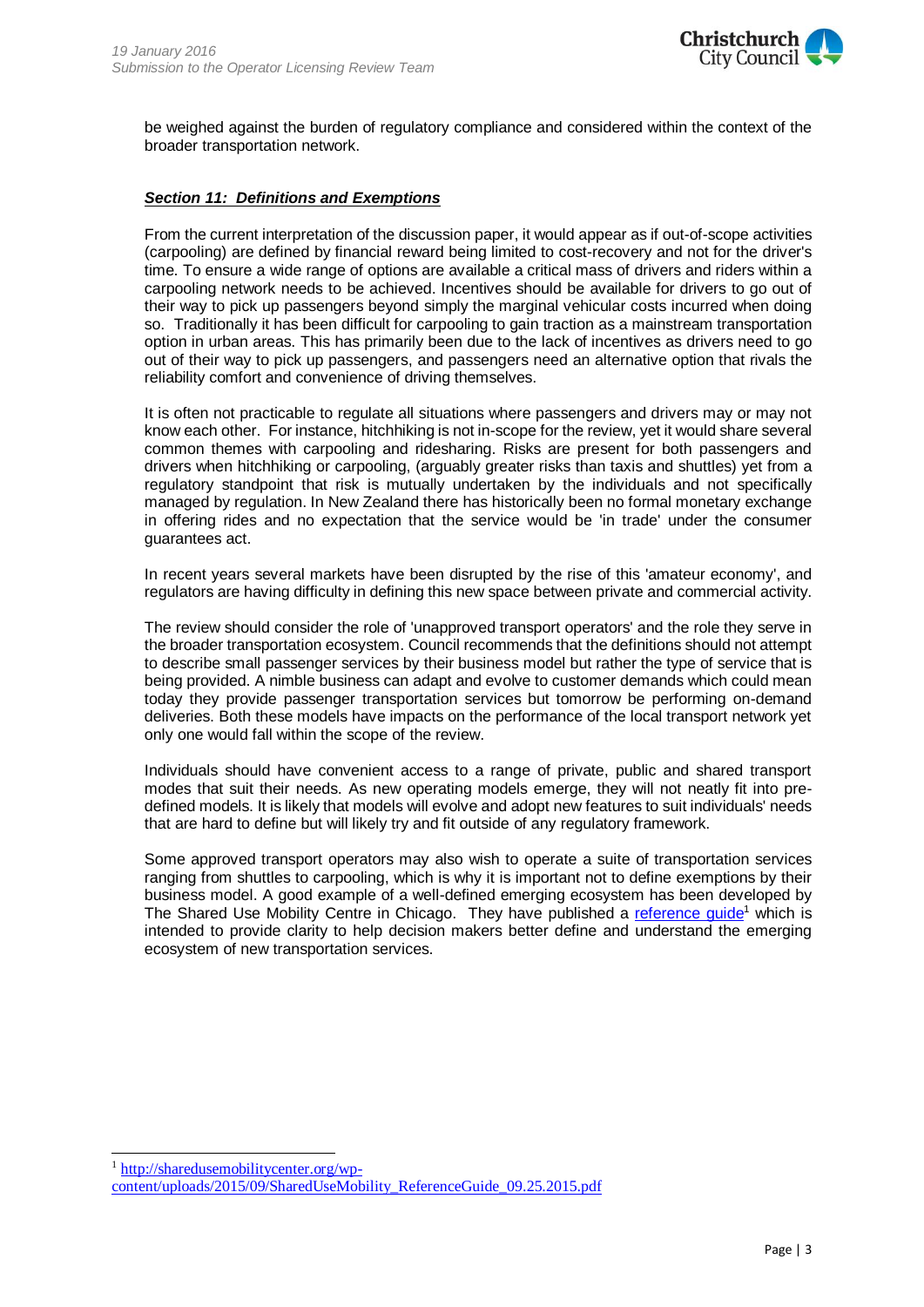be weighed against the burden of regulatory compliance and considered within the context of the broader transportation network.

***Section 11: Definitions and Exemptions***

From the current interpretation of the discussion paper, it would appear as if out-of-scope activities (carpooling) are defined by financial reward being limited to cost-recovery and not for the driver's time. To ensure a wide range of options are available a critical mass of drivers and riders within a carpooling network needs to be achieved. Incentives should be available for drivers to go out of their way to pick up passengers beyond simply the marginal vehicular costs incurred when doing so. Traditionally it has been difficult for carpooling to gain traction as a mainstream transportation option in urban areas. This has primarily been due to the lack of incentives as drivers need to go out of their way to pick up passengers, and passengers need an alternative option that rivals the reliability comfort and convenience of driving themselves.

It is often not practicable to regulate all situations where passengers and drivers may or may not know each other. For instance, hitchhiking is not in-scope for the review, yet it would share several common themes with carpooling and ridesharing. Risks are present for both passengers and drivers when hitchhiking or carpooling, (arguably greater risks than taxis and shuttles) yet from a regulatory standpoint that risk is mutually undertaken by the individuals and not specifically managed by regulation. In New Zealand there has historically been no formal monetary exchange in offering rides and no expectation that the service would be 'in trade' under the consumer guarantees act.

In recent years several markets have been disrupted by the rise of this 'amateur economy', and regulators are having difficulty in defining this new space between private and commercial activity.

The review should consider the role of 'unapproved transport operators' and the role they serve in the broader transportation ecosystem. Council recommends that the definitions should not attempt to describe small passenger services by their business model but rather the type of service that is being provided. A nimble business can adapt and evolve to customer demands which could mean today they provide passenger transportation services but tomorrow be performing on-demand deliveries. Both these models have impacts on the performance of the local transport network yet only one would fall within the scope of the review.

Individuals should have convenient access to a range of private, public and shared transport modes that suit their needs. As new operating models emerge, they will not neatly fit into pre-defined models. It is likely that models will evolve and adopt new features to suit individuals' needs that are hard to define but will likely try and fit outside of any regulatory framework.

Some approved transport operators may also wish to operate a suite of transportation services ranging from shuttles to carpooling, which is why it is important not to define exemptions by their business model. A good example of a well-defined emerging ecosystem has been developed by The Shared Use Mobility Centre in Chicago. They have published a reference guide[1] which is intended to provide clarity to help decision makers better define and understand the emerging ecosystem of new transportation services.

---

[1] http://sharedusemobilitycenter.org/wp-content/uploads/2015/09/SharedUseMobility_ReferenceGuide_09.25.2015.pdf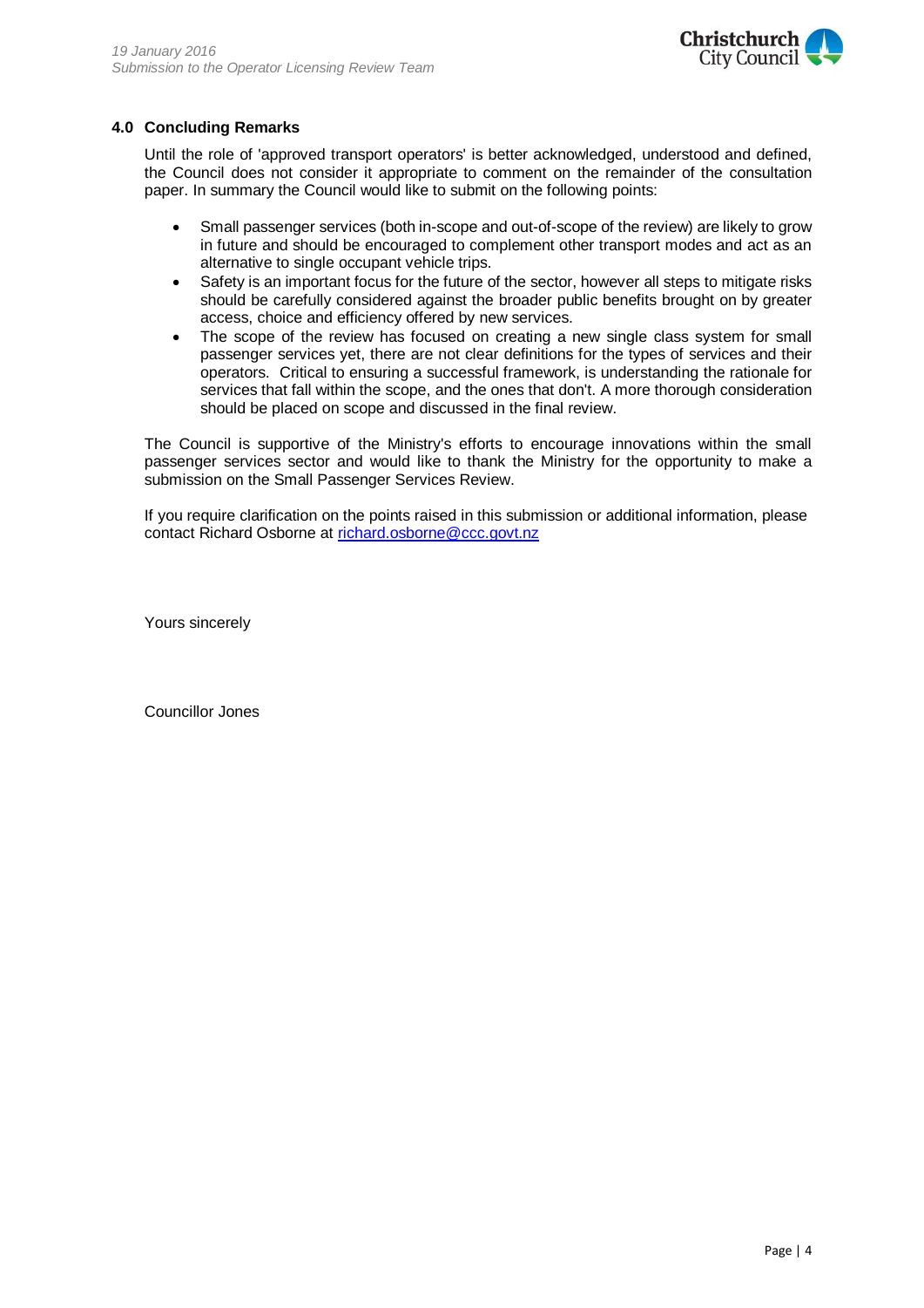## 4.0 Concluding Remarks

Until the role of 'approved transport operators' is better acknowledged, understood and defined, the Council does not consider it appropriate to comment on the remainder of the consultation paper. In summary the Council would like to submit on the following points:

- Small passenger services (both in-scope and out-of-scope of the review) are likely to grow in future and should be encouraged to complement other transport modes and act as an alternative to single occupant vehicle trips.
- Safety is an important focus for the future of the sector, however all steps to mitigate risks should be carefully considered against the broader public benefits brought on by greater access, choice and efficiency offered by new services.
- The scope of the review has focused on creating a new single class system for small passenger services yet, there are not clear definitions for the types of services and their operators. Critical to ensuring a successful framework, is understanding the rationale for services that fall within the scope, and the ones that don't. A more thorough consideration should be placed on scope and discussed in the final review.

The Council is supportive of the Ministry's efforts to encourage innovations within the small passenger services sector and would like to thank the Ministry for the opportunity to make a submission on the Small Passenger Services Review.

If you require clarification on the points raised in this submission or additional information, please contact Richard Osborne at richard.osborne@ccc.govt.nz

Yours sincerely

Councillor Jones